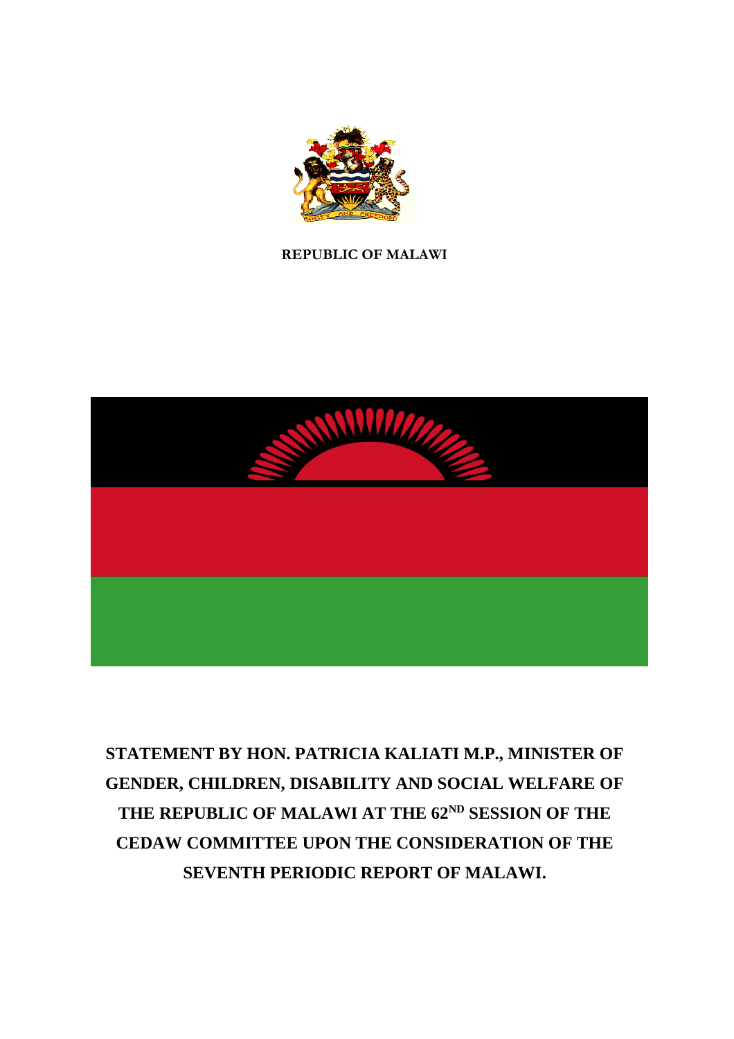**REPUBLIC OF MALAWI**

# STATEMENT BY HON. PATRICIA KALIATI M.P., MINISTER OF GENDER, CHILDREN, DISABILITY AND SOCIAL WELFARE OF THE REPUBLIC OF MALAWI AT THE 62ND SESSION OF THE CEDAW COMMITTEE UPON THE CONSIDERATION OF THE SEVENTH PERIODIC REPORT OF MALAWI.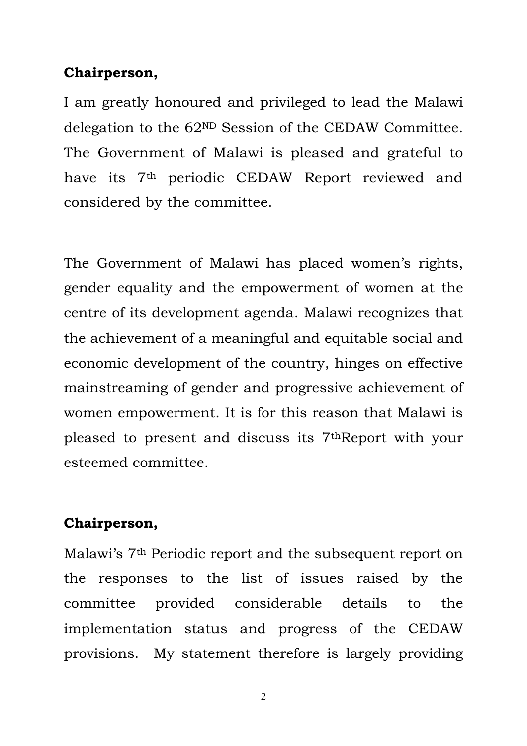**Chairperson,**

I am greatly honoured and privileged to lead the Malawi delegation to the 62ND Session of the CEDAW Committee. The Government of Malawi is pleased and grateful to have its 7th periodic CEDAW Report reviewed and considered by the committee.

The Government of Malawi has placed women's rights, gender equality and the empowerment of women at the centre of its development agenda. Malawi recognizes that the achievement of a meaningful and equitable social and economic development of the country, hinges on effective mainstreaming of gender and progressive achievement of women empowerment. It is for this reason that Malawi is pleased to present and discuss its 7thReport with your esteemed committee.

**Chairperson,**

Malawi's 7th Periodic report and the subsequent report on the responses to the list of issues raised by the committee provided considerable details to the implementation status and progress of the CEDAW provisions. My statement therefore is largely providing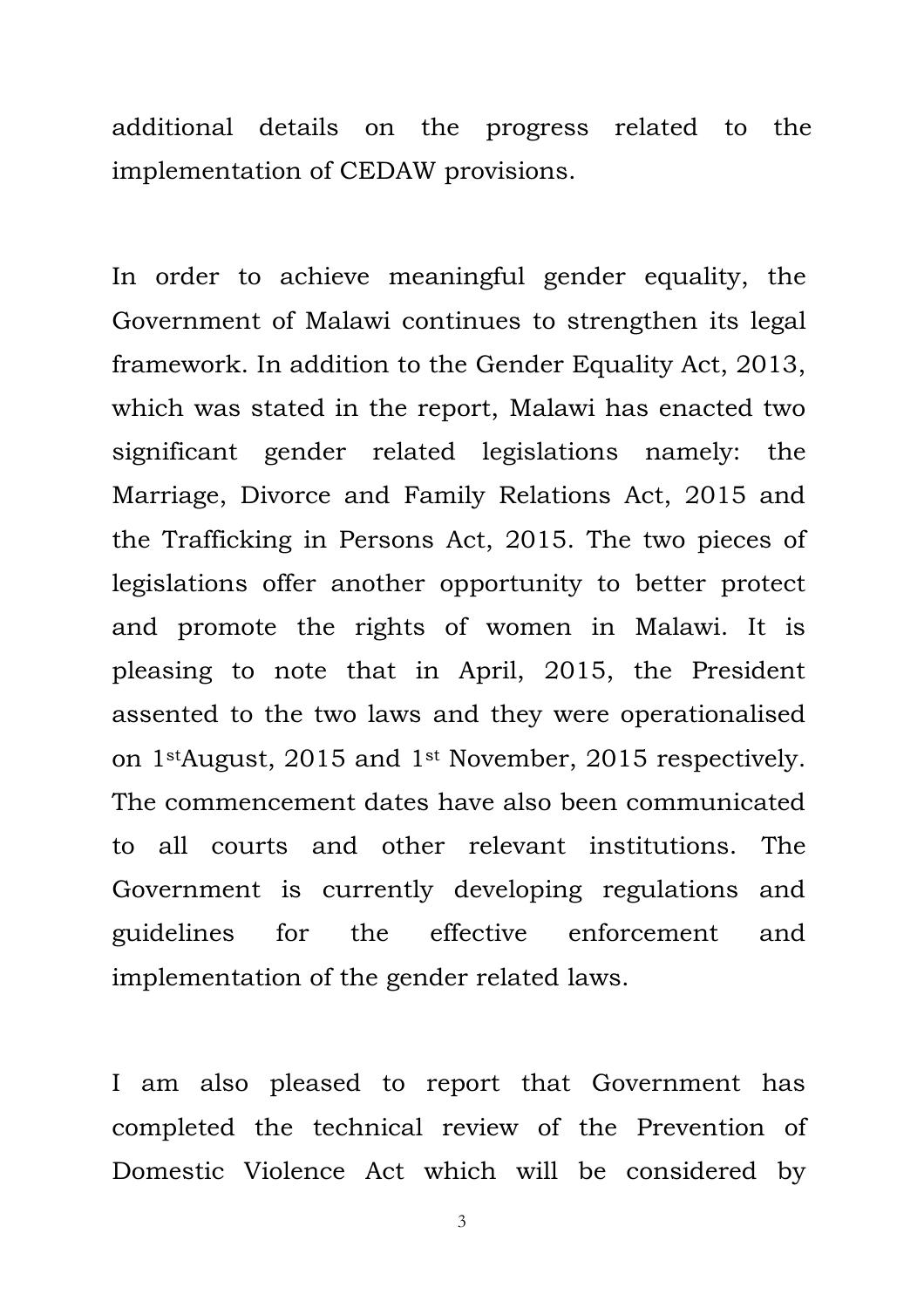additional details on the progress related to the implementation of CEDAW provisions.

In order to achieve meaningful gender equality, the Government of Malawi continues to strengthen its legal framework. In addition to the Gender Equality Act, 2013, which was stated in the report, Malawi has enacted two significant gender related legislations namely: the Marriage, Divorce and Family Relations Act, 2015 and the Trafficking in Persons Act, 2015. The two pieces of legislations offer another opportunity to better protect and promote the rights of women in Malawi. It is pleasing to note that in April, 2015, the President assented to the two laws and they were operationalised on 1st August, 2015 and 1st November, 2015 respectively. The commencement dates have also been communicated to all courts and other relevant institutions. The Government is currently developing regulations and guidelines for the effective enforcement and implementation of the gender related laws.

I am also pleased to report that Government has completed the technical review of the Prevention of Domestic Violence Act which will be considered by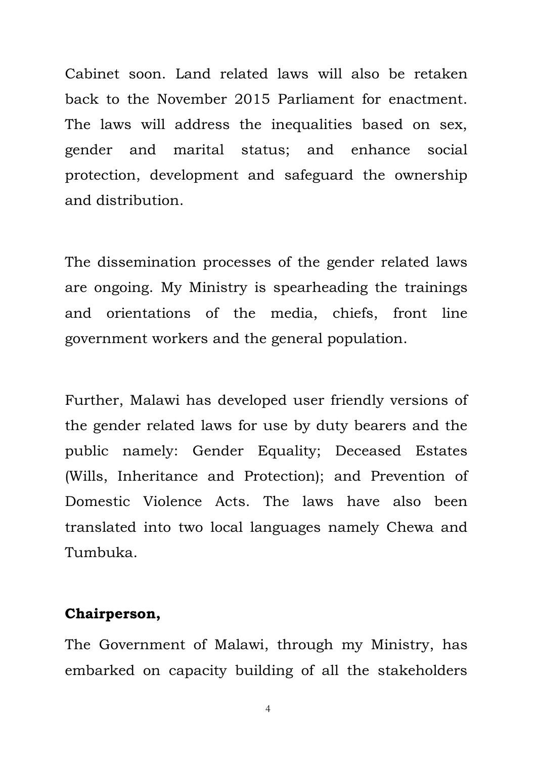Cabinet soon. Land related laws will also be retaken back to the November 2015 Parliament for enactment. The laws will address the inequalities based on sex, gender and marital status; and enhance social protection, development and safeguard the ownership and distribution.

The dissemination processes of the gender related laws are ongoing. My Ministry is spearheading the trainings and orientations of the media, chiefs, front line government workers and the general population.

Further, Malawi has developed user friendly versions of the gender related laws for use by duty bearers and the public namely: Gender Equality; Deceased Estates (Wills, Inheritance and Protection); and Prevention of Domestic Violence Acts. The laws have also been translated into two local languages namely Chewa and Tumbuka.

**Chairperson,**

The Government of Malawi, through my Ministry, has embarked on capacity building of all the stakeholders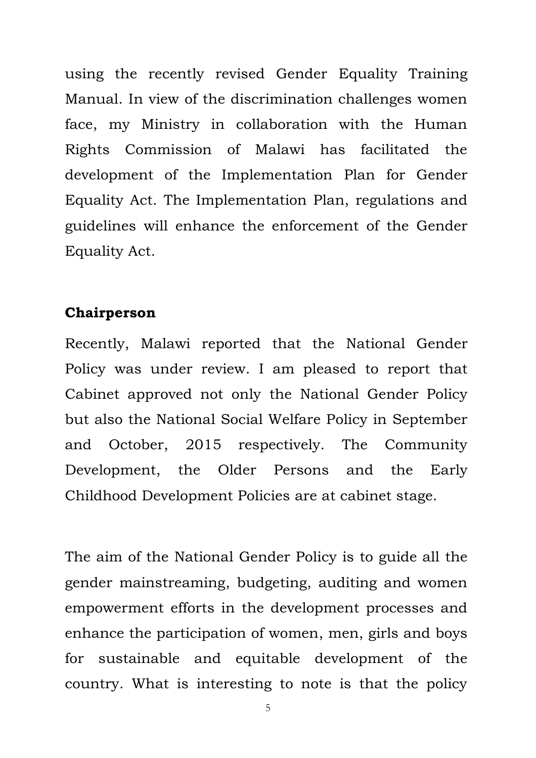using the recently revised Gender Equality Training Manual. In view of the discrimination challenges women face, my Ministry in collaboration with the Human Rights Commission of Malawi has facilitated the development of the Implementation Plan for Gender Equality Act. The Implementation Plan, regulations and guidelines will enhance the enforcement of the Gender Equality Act.

**Chairperson**

Recently, Malawi reported that the National Gender Policy was under review. I am pleased to report that Cabinet approved not only the National Gender Policy but also the National Social Welfare Policy in September and October, 2015 respectively. The Community Development, the Older Persons and the Early Childhood Development Policies are at cabinet stage.

The aim of the National Gender Policy is to guide all the gender mainstreaming, budgeting, auditing and women empowerment efforts in the development processes and enhance the participation of women, men, girls and boys for sustainable and equitable development of the country. What is interesting to note is that the policy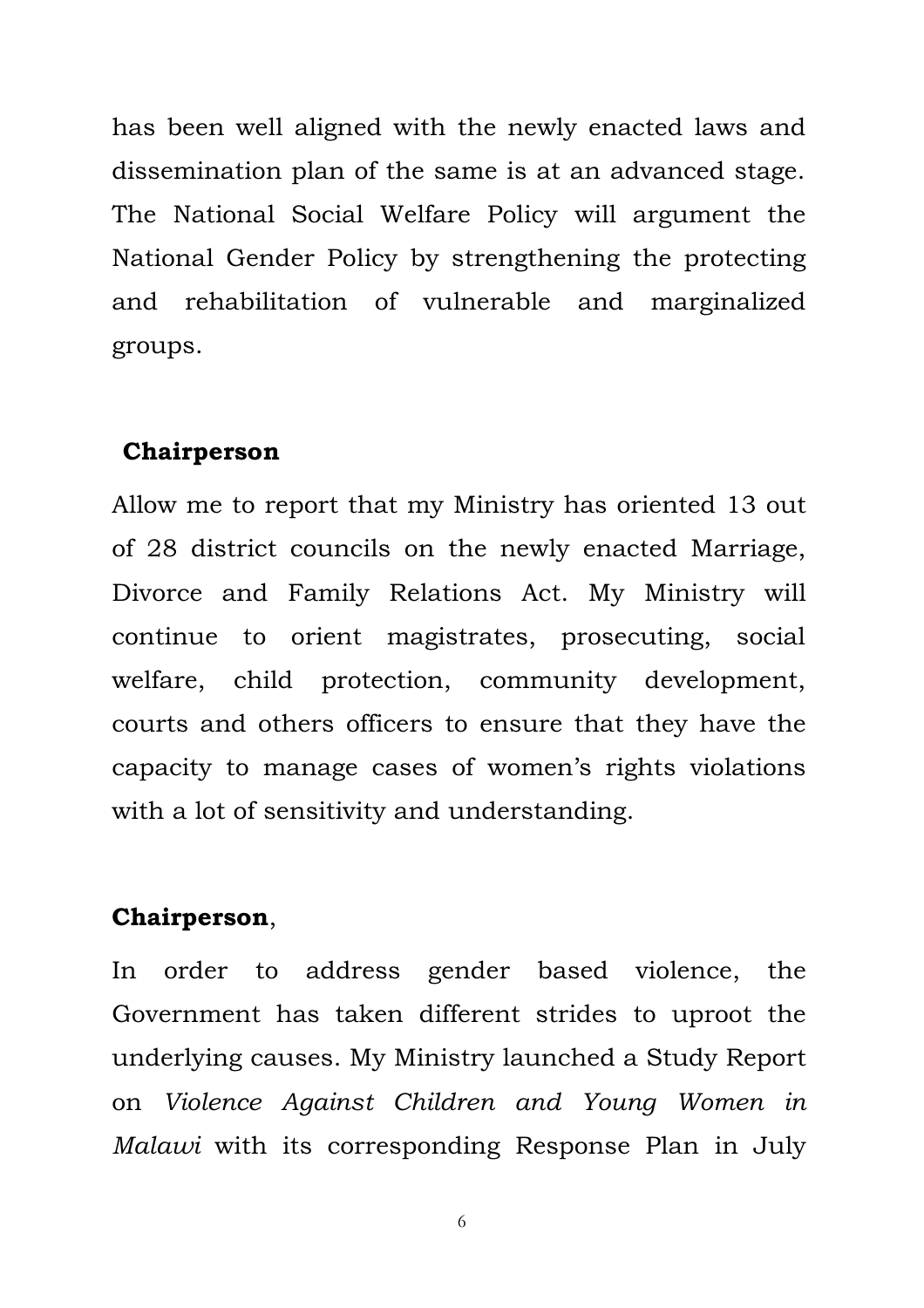has been well aligned with the newly enacted laws and dissemination plan of the same is at an advanced stage. The National Social Welfare Policy will argument the National Gender Policy by strengthening the protecting and rehabilitation of vulnerable and marginalized groups.

**Chairperson**

Allow me to report that my Ministry has oriented 13 out of 28 district councils on the newly enacted Marriage, Divorce and Family Relations Act. My Ministry will continue to orient magistrates, prosecuting, social welfare, child protection, community development, courts and others officers to ensure that they have the capacity to manage cases of women's rights violations with a lot of sensitivity and understanding.

**Chairperson**,

In order to address gender based violence, the Government has taken different strides to uproot the underlying causes. My Ministry launched a Study Report on *Violence Against Children and Young Women in Malawi* with its corresponding Response Plan in July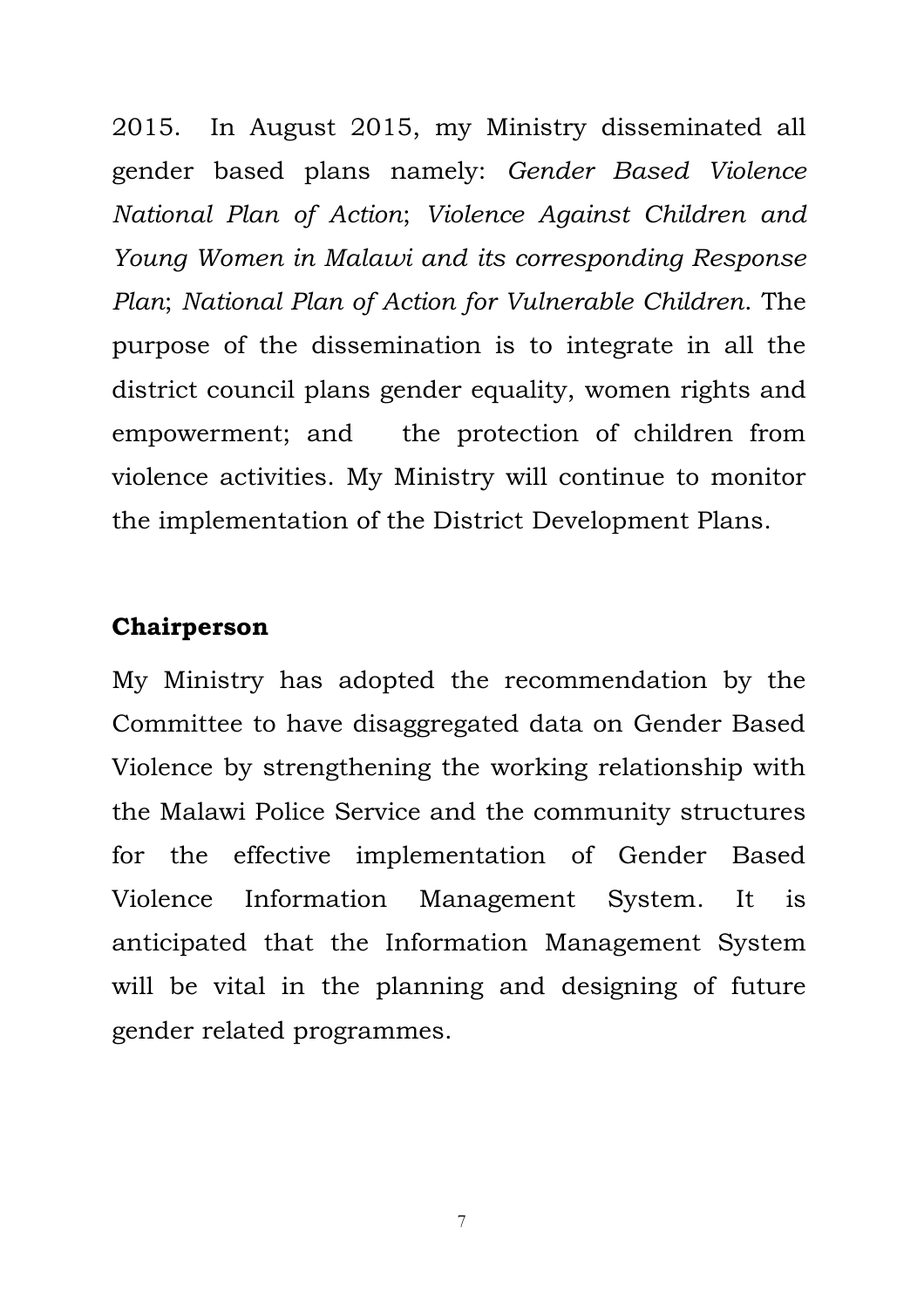2015. In August 2015, my Ministry disseminated all gender based plans namely: *Gender Based Violence National Plan of Action*; *Violence Against Children and Young Women in Malawi and its corresponding Response Plan*; *National Plan of Action for Vulnerable Children*. The purpose of the dissemination is to integrate in all the district council plans gender equality, women rights and empowerment; and the protection of children from violence activities. My Ministry will continue to monitor the implementation of the District Development Plans.

**Chairperson**

My Ministry has adopted the recommendation by the Committee to have disaggregated data on Gender Based Violence by strengthening the working relationship with the Malawi Police Service and the community structures for the effective implementation of Gender Based Violence Information Management System. It is anticipated that the Information Management System will be vital in the planning and designing of future gender related programmes.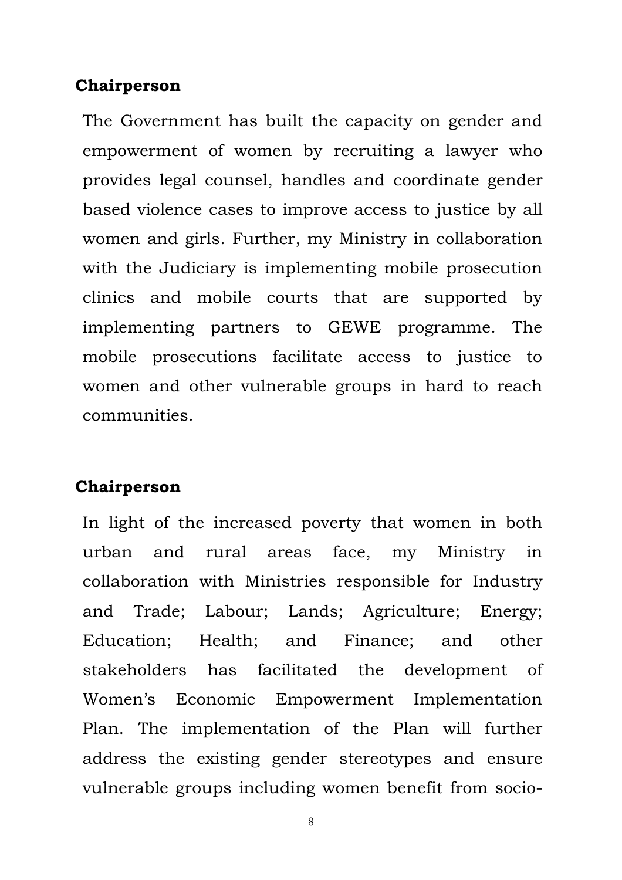**Chairperson**

The Government has built the capacity on gender and empowerment of women by recruiting a lawyer who provides legal counsel, handles and coordinate gender based violence cases to improve access to justice by all women and girls. Further, my Ministry in collaboration with the Judiciary is implementing mobile prosecution clinics and mobile courts that are supported by implementing partners to GEWE programme. The mobile prosecutions facilitate access to justice to women and other vulnerable groups in hard to reach communities.

**Chairperson**

In light of the increased poverty that women in both urban and rural areas face, my Ministry in collaboration with Ministries responsible for Industry and Trade; Labour; Lands; Agriculture; Energy; Education; Health; and Finance; and other stakeholders has facilitated the development of Women's Economic Empowerment Implementation Plan. The implementation of the Plan will further address the existing gender stereotypes and ensure vulnerable groups including women benefit from socio-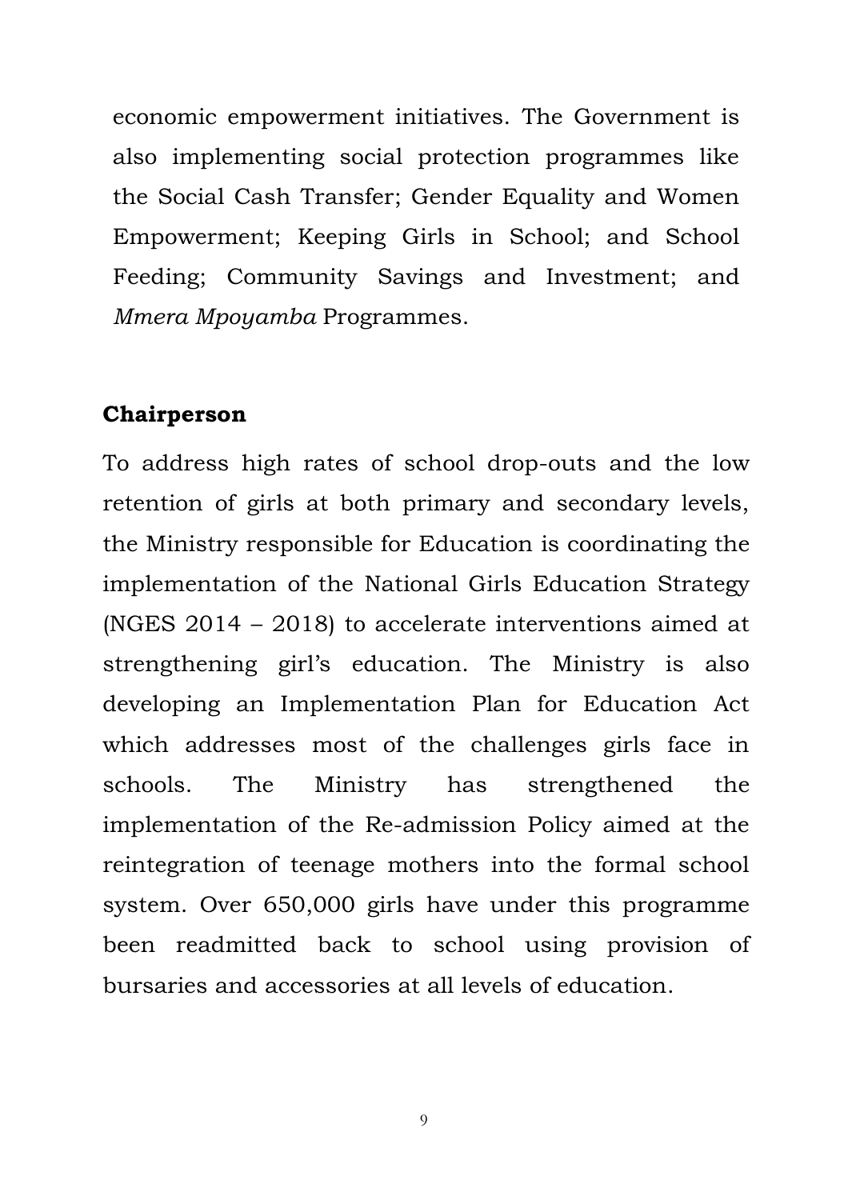economic empowerment initiatives. The Government is also implementing social protection programmes like the Social Cash Transfer; Gender Equality and Women Empowerment; Keeping Girls in School; and School Feeding; Community Savings and Investment; and *Mmera Mpoyamba* Programmes.

**Chairperson**

To address high rates of school drop-outs and the low retention of girls at both primary and secondary levels, the Ministry responsible for Education is coordinating the implementation of the National Girls Education Strategy (NGES 2014 – 2018) to accelerate interventions aimed at strengthening girl's education. The Ministry is also developing an Implementation Plan for Education Act which addresses most of the challenges girls face in schools. The Ministry has strengthened the implementation of the Re-admission Policy aimed at the reintegration of teenage mothers into the formal school system. Over 650,000 girls have under this programme been readmitted back to school using provision of bursaries and accessories at all levels of education.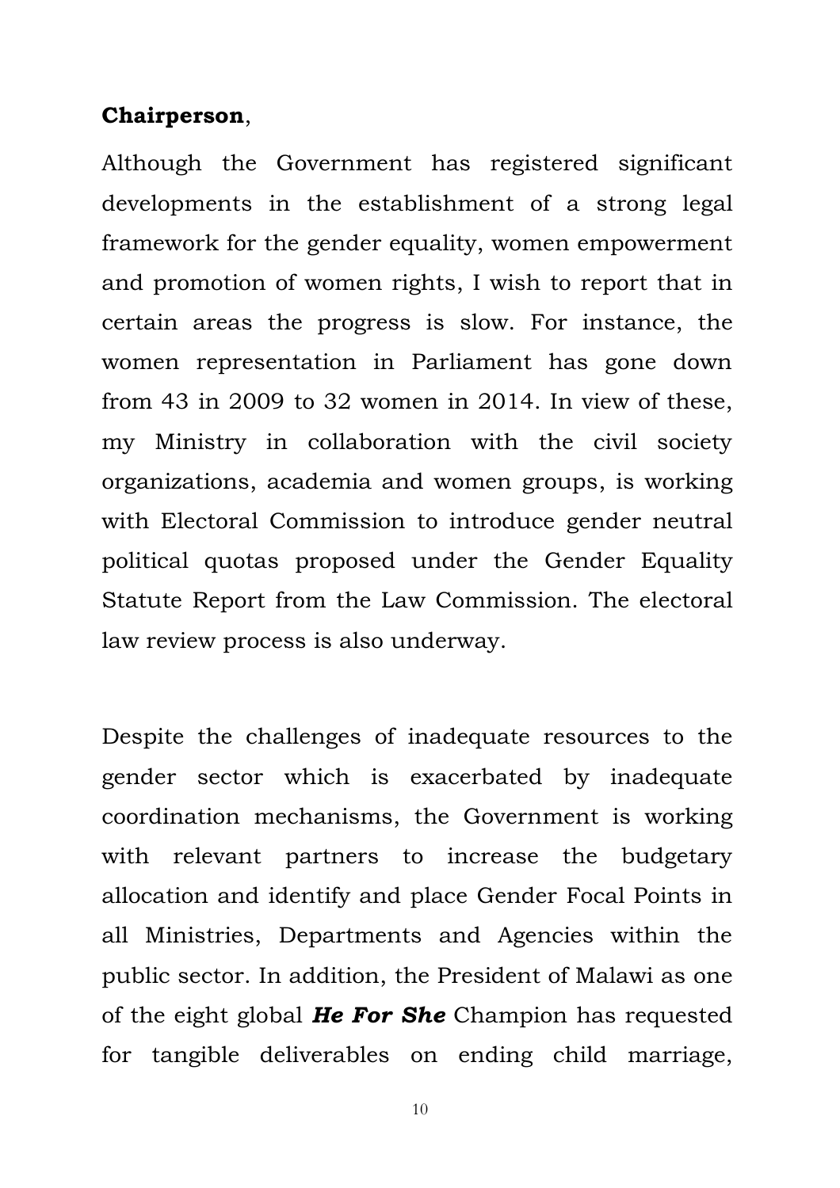**Chairperson**,

Although the Government has registered significant developments in the establishment of a strong legal framework for the gender equality, women empowerment and promotion of women rights, I wish to report that in certain areas the progress is slow. For instance, the women representation in Parliament has gone down from 43 in 2009 to 32 women in 2014. In view of these, my Ministry in collaboration with the civil society organizations, academia and women groups, is working with Electoral Commission to introduce gender neutral political quotas proposed under the Gender Equality Statute Report from the Law Commission. The electoral law review process is also underway.

Despite the challenges of inadequate resources to the gender sector which is exacerbated by inadequate coordination mechanisms, the Government is working with relevant partners to increase the budgetary allocation and identify and place Gender Focal Points in all Ministries, Departments and Agencies within the public sector. In addition, the President of Malawi as one of the eight global ***He For She*** Champion has requested for tangible deliverables on ending child marriage,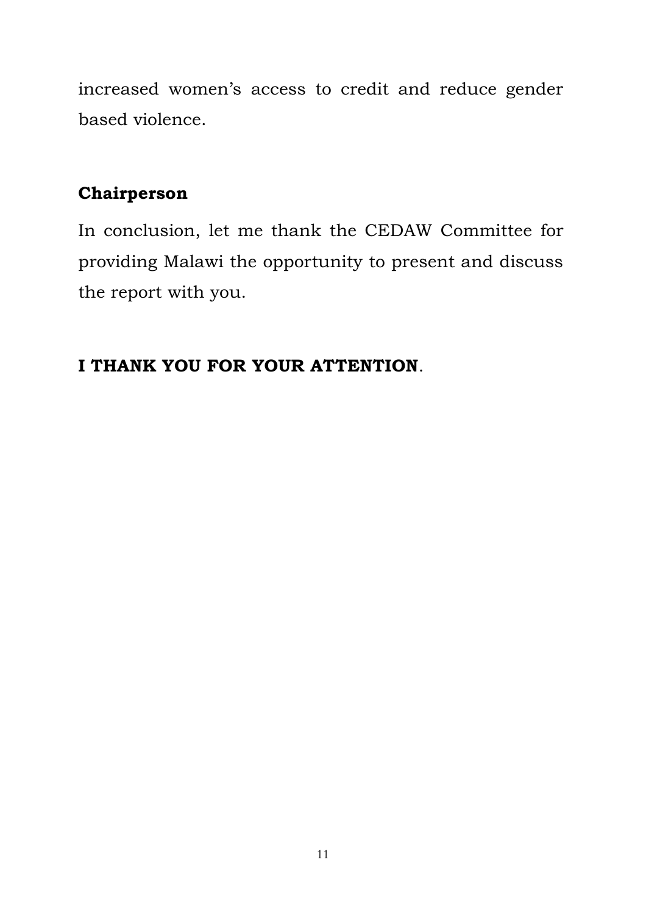increased women's access to credit and reduce gender based violence.

**Chairperson**

In conclusion, let me thank the CEDAW Committee for providing Malawi the opportunity to present and discuss the report with you.

**I THANK YOU FOR YOUR ATTENTION**.